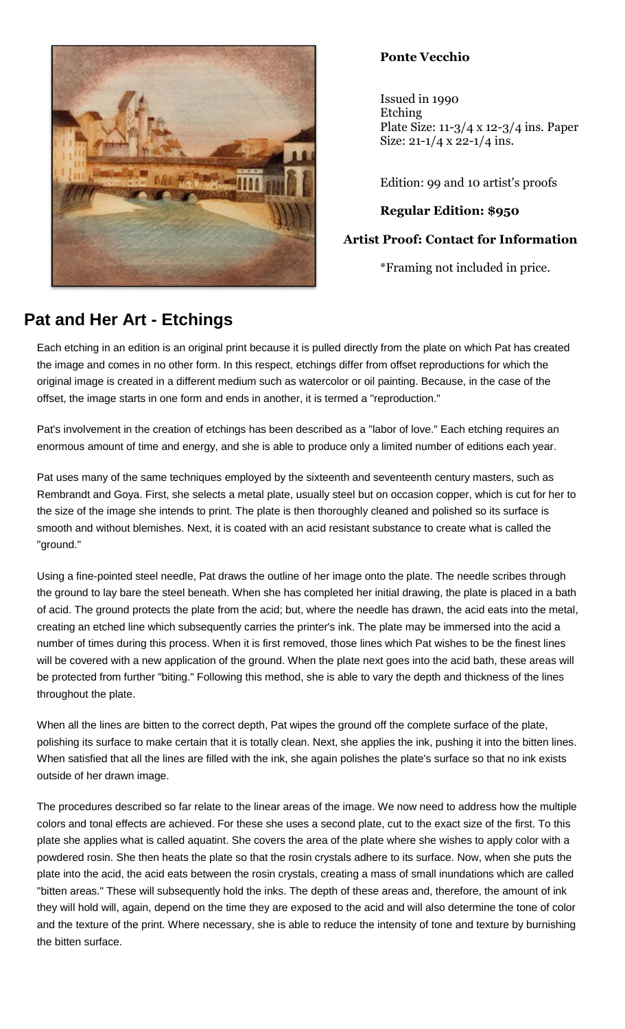**Ponte Vecchio**

Issued in 1990
Etching
Plate Size: 11-3/4 x 12-3/4 ins. Paper Size: 21-1/4 x 22-1/4 ins.

Edition: 99 and 10 artist's proofs

**Regular Edition: $950**

**Artist Proof: Contact for Information**

*Framing not included in price.

## Pat and Her Art - Etchings

Each etching in an edition is an original print because it is pulled directly from the plate on which Pat has created the image and comes in no other form. In this respect, etchings differ from offset reproductions for which the original image is created in a different medium such as watercolor or oil painting. Because, in the case of the offset, the image starts in one form and ends in another, it is termed a "reproduction."

Pat's involvement in the creation of etchings has been described as a "labor of love." Each etching requires an enormous amount of time and energy, and she is able to produce only a limited number of editions each year.

Pat uses many of the same techniques employed by the sixteenth and seventeenth century masters, such as Rembrandt and Goya. First, she selects a metal plate, usually steel but on occasion copper, which is cut for her to the size of the image she intends to print. The plate is then thoroughly cleaned and polished so its surface is smooth and without blemishes. Next, it is coated with an acid resistant substance to create what is called the "ground."

Using a fine-pointed steel needle, Pat draws the outline of her image onto the plate. The needle scribes through the ground to lay bare the steel beneath. When she has completed her initial drawing, the plate is placed in a bath of acid. The ground protects the plate from the acid; but, where the needle has drawn, the acid eats into the metal, creating an etched line which subsequently carries the printer's ink. The plate may be immersed into the acid a number of times during this process. When it is first removed, those lines which Pat wishes to be the finest lines will be covered with a new application of the ground. When the plate next goes into the acid bath, these areas will be protected from further "biting." Following this method, she is able to vary the depth and thickness of the lines throughout the plate.

When all the lines are bitten to the correct depth, Pat wipes the ground off the complete surface of the plate, polishing its surface to make certain that it is totally clean. Next, she applies the ink, pushing it into the bitten lines. When satisfied that all the lines are filled with the ink, she again polishes the plate's surface so that no ink exists outside of her drawn image.

The procedures described so far relate to the linear areas of the image. We now need to address how the multiple colors and tonal effects are achieved. For these she uses a second plate, cut to the exact size of the first. To this plate she applies what is called aquatint. She covers the area of the plate where she wishes to apply color with a powdered rosin. She then heats the plate so that the rosin crystals adhere to its surface. Now, when she puts the plate into the acid, the acid eats between the rosin crystals, creating a mass of small inundations which are called "bitten areas." These will subsequently hold the inks. The depth of these areas and, therefore, the amount of ink they will hold will, again, depend on the time they are exposed to the acid and will also determine the tone of color and the texture of the print. Where necessary, she is able to reduce the intensity of tone and texture by burnishing the bitten surface.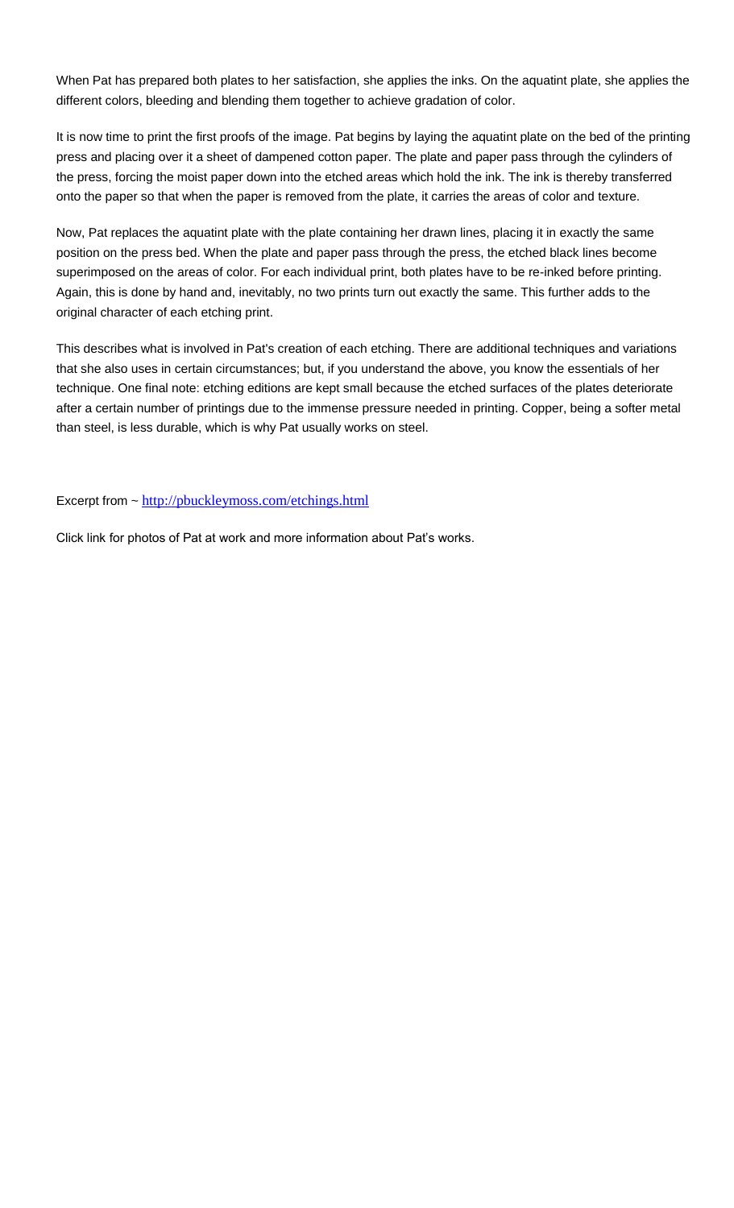When Pat has prepared both plates to her satisfaction, she applies the inks. On the aquatint plate, she applies the different colors, bleeding and blending them together to achieve gradation of color.

It is now time to print the first proofs of the image. Pat begins by laying the aquatint plate on the bed of the printing press and placing over it a sheet of dampened cotton paper. The plate and paper pass through the cylinders of the press, forcing the moist paper down into the etched areas which hold the ink. The ink is thereby transferred onto the paper so that when the paper is removed from the plate, it carries the areas of color and texture.

Now, Pat replaces the aquatint plate with the plate containing her drawn lines, placing it in exactly the same position on the press bed. When the plate and paper pass through the press, the etched black lines become superimposed on the areas of color. For each individual print, both plates have to be re-inked before printing. Again, this is done by hand and, inevitably, no two prints turn out exactly the same. This further adds to the original character of each etching print.

This describes what is involved in Pat's creation of each etching. There are additional techniques and variations that she also uses in certain circumstances; but, if you understand the above, you know the essentials of her technique. One final note: etching editions are kept small because the etched surfaces of the plates deteriorate after a certain number of printings due to the immense pressure needed in printing. Copper, being a softer metal than steel, is less durable, which is why Pat usually works on steel.

Excerpt from ~ http://pbuckleymoss.com/etchings.html

Click link for photos of Pat at work and more information about Pat's works.